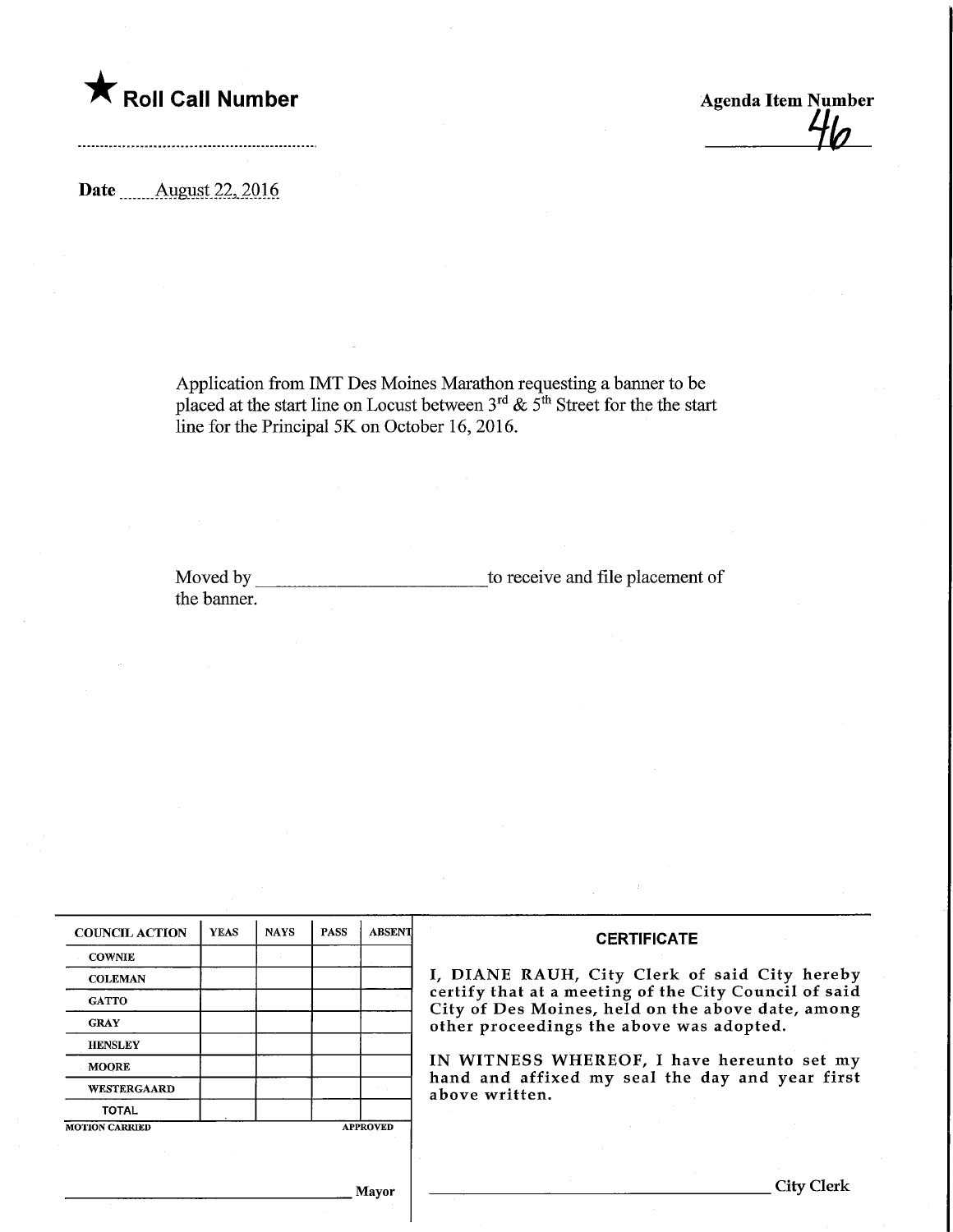★ **Roll Call Number**

**Agenda Item Number** 46

**Date** August 22, 2016

Application from IMT Des Moines Marathon requesting a banner to be placed at the start line on Locust between 3rd & 5th Street for the the start line for the Principal 5K on October 16, 2016.

Moved by ________________________ to receive and file placement of the banner.

| COUNCIL ACTION | YEAS | NAYS | PASS | ABSENT |
|---|---|---|---|---|
| COWNIE | | | | |
| COLEMAN | | | | |
| GATTO | | | | |
| GRAY | | | | |
| HENSLEY | | | | |
| MOORE | | | | |
| WESTERGAARD | | | | |
| TOTAL | | | | |

MOTION CARRIED APPROVED

________________________ Mayor

**CERTIFICATE**

I, DIANE RAUH, City Clerk of said City hereby certify that at a meeting of the City Council of said City of Des Moines, held on the above date, among other proceedings the above was adopted.

IN WITNESS WHEREOF, I have hereunto set my hand and affixed my seal the day and year first above written.

________________________ City Clerk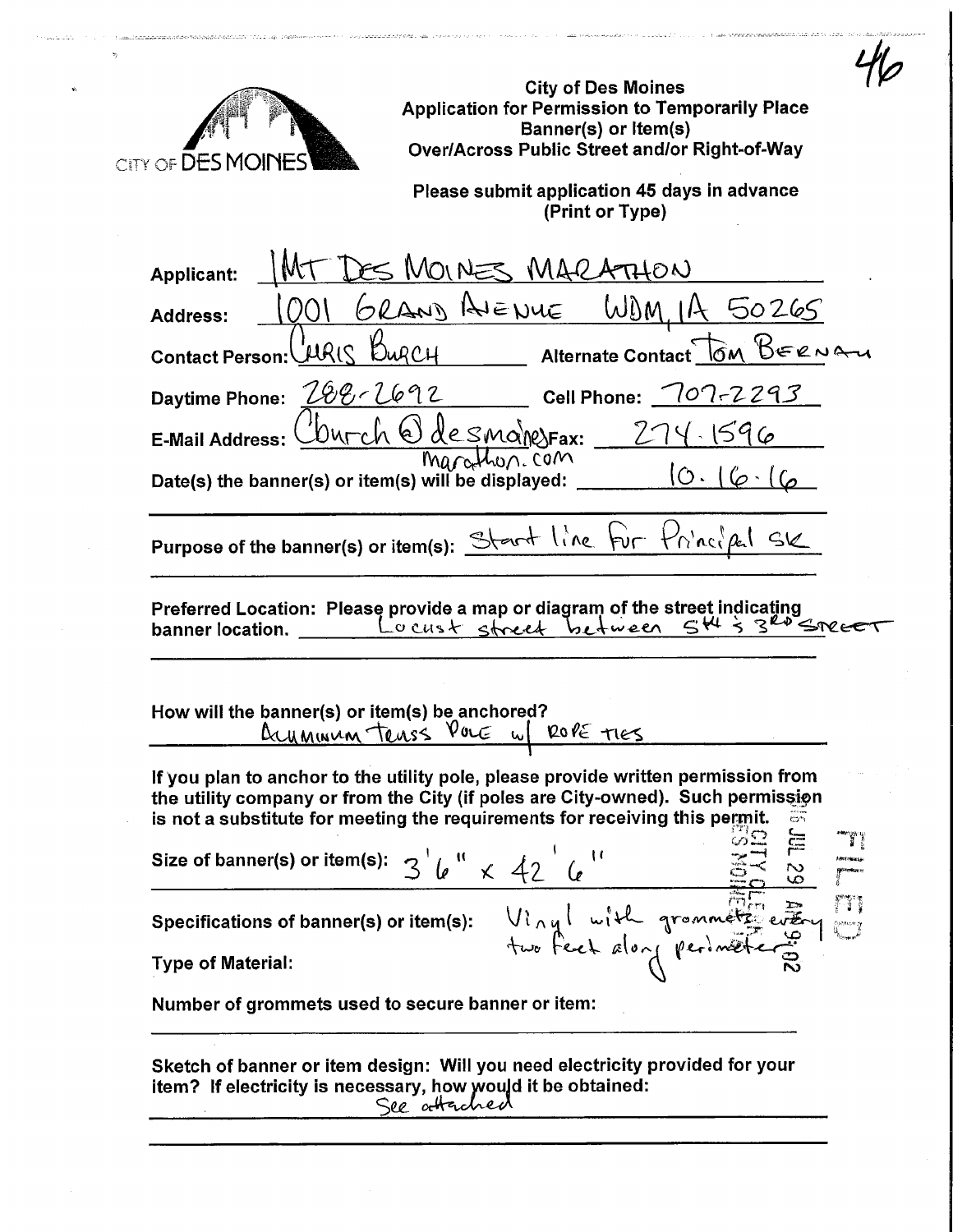46

CITY OF DES MOINES

**City of Des Moines**
**Application for Permission to Temporarily Place Banner(s) or Item(s) Over/Across Public Street and/or Right-of-Way**

**Please submit application 45 days in advance (Print or Type)**

**Applicant:** IMT DES MOINES MARATHON

**Address:** 1001 GRAND AVENUE WDM, IA 50265

**Contact Person:** CHRIS BURCH **Alternate Contact** TOM BERNAU

**Daytime Phone:** 288-2692 **Cell Phone:** 707-2293

**E-Mail Address:** Cburch@desmoinesmarathon.com **Fax:** 274-1596

**Date(s) the banner(s) or item(s) will be displayed:** 10.16.16

**Purpose of the banner(s) or item(s):** Start line for Principal 5K

**Preferred Location: Please provide a map or diagram of the street indicating banner location.** Locust street between 5th & 3RD STREET

**How will the banner(s) or item(s) be anchored?**
ALUMINUM TRUSS POLE w/ ROPE TIES

**If you plan to anchor to the utility pole, please provide written permission from the utility company or from the City (if poles are City-owned). Such permission is not a substitute for meeting the requirements for receiving this permit.**

**Size of banner(s) or item(s):** 3'6" x 42'6"

**Specifications of banner(s) or item(s):** Vinyl with grommets every two feet along perimeter

**Type of Material:**

**Number of grommets used to secure banner or item:**

**Sketch of banner or item design: Will you need electricity provided for your item? If electricity is necessary, how would it be obtained:**
See attached

2016 JUL 29 AM 9:02
CITY CLERK
DES MOINES
FILED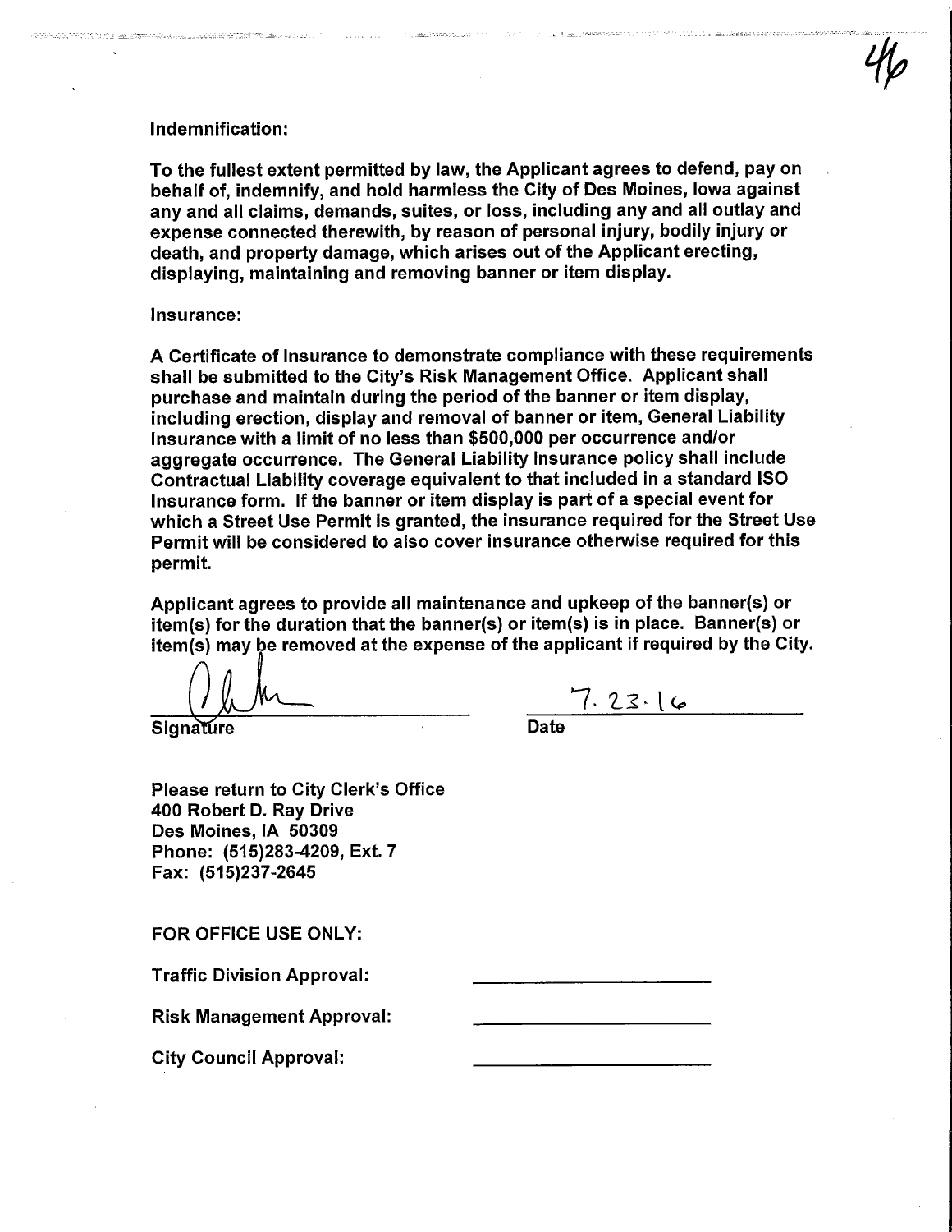**Indemnification:**

**To the fullest extent permitted by law, the Applicant agrees to defend, pay on behalf of, indemnify, and hold harmless the City of Des Moines, Iowa against any and all claims, demands, suites, or loss, including any and all outlay and expense connected therewith, by reason of personal injury, bodily injury or death, and property damage, which arises out of the Applicant erecting, displaying, maintaining and removing banner or item display.**

**Insurance:**

**A Certificate of Insurance to demonstrate compliance with these requirements shall be submitted to the City's Risk Management Office. Applicant shall purchase and maintain during the period of the banner or item display, including erection, display and removal of banner or item, General Liability Insurance with a limit of no less than $500,000 per occurrence and/or aggregate occurrence. The General Liability Insurance policy shall include Contractual Liability coverage equivalent to that included in a standard ISO Insurance form. If the banner or item display is part of a special event for which a Street Use Permit is granted, the insurance required for the Street Use Permit will be considered to also cover insurance otherwise required for this permit.**

**Applicant agrees to provide all maintenance and upkeep of the banner(s) or item(s) for the duration that the banner(s) or item(s) is in place. Banner(s) or item(s) may be removed at the expense of the applicant if required by the City.**

[signature] 7.23.16

**Signature** **Date**

**Please return to City Clerk's Office**
**400 Robert D. Ray Drive**
**Des Moines, IA 50309**
**Phone: (515)283-4209, Ext. 7**
**Fax: (515)237-2645**

**FOR OFFICE USE ONLY:**

**Traffic Division Approval:** \_\_\_\_\_\_\_\_\_\_\_\_\_\_\_\_

**Risk Management Approval:** \_\_\_\_\_\_\_\_\_\_\_\_\_\_\_\_

**City Council Approval:** \_\_\_\_\_\_\_\_\_\_\_\_\_\_\_\_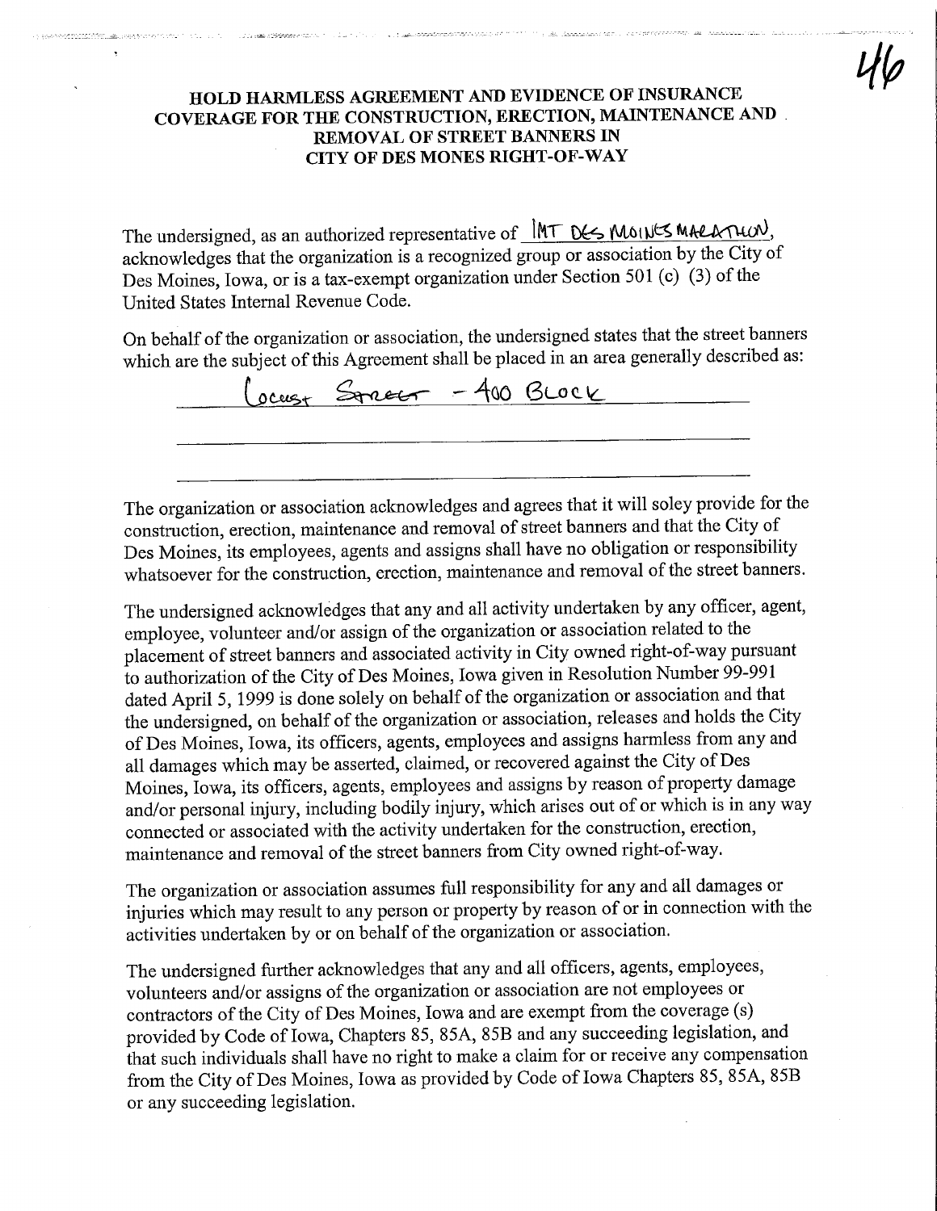# HOLD HARMLESS AGREEMENT AND EVIDENCE OF INSURANCE COVERAGE FOR THE CONSTRUCTION, ERECTION, MAINTENANCE AND REMOVAL OF STREET BANNERS IN CITY OF DES MONES RIGHT-OF-WAY

The undersigned, as an authorized representative of IMT DES MOINES MARATHON, acknowledges that the organization is a recognized group or association by the City of Des Moines, Iowa, or is a tax-exempt organization under Section 501 (c) (3) of the United States Internal Revenue Code.

On behalf of the organization or association, the undersigned states that the street banners which are the subject of this Agreement shall be placed in an area generally described as:

Locust Street - 400 Block

The organization or association acknowledges and agrees that it will soley provide for the construction, erection, maintenance and removal of street banners and that the City of Des Moines, its employees, agents and assigns shall have no obligation or responsibility whatsoever for the construction, erection, maintenance and removal of the street banners.

The undersigned acknowledges that any and all activity undertaken by any officer, agent, employee, volunteer and/or assign of the organization or association related to the placement of street banners and associated activity in City owned right-of-way pursuant to authorization of the City of Des Moines, Iowa given in Resolution Number 99-991 dated April 5, 1999 is done solely on behalf of the organization or association and that the undersigned, on behalf of the organization or association, releases and holds the City of Des Moines, Iowa, its officers, agents, employees and assigns harmless from any and all damages which may be asserted, claimed, or recovered against the City of Des Moines, Iowa, its officers, agents, employees and assigns by reason of property damage and/or personal injury, including bodily injury, which arises out of or which is in any way connected or associated with the activity undertaken for the construction, erection, maintenance and removal of the street banners from City owned right-of-way.

The organization or association assumes full responsibility for any and all damages or injuries which may result to any person or property by reason of or in connection with the activities undertaken by or on behalf of the organization or association.

The undersigned further acknowledges that any and all officers, agents, employees, volunteers and/or assigns of the organization or association are not employees or contractors of the City of Des Moines, Iowa and are exempt from the coverage (s) provided by Code of Iowa, Chapters 85, 85A, 85B and any succeeding legislation, and that such individuals shall have no right to make a claim for or receive any compensation from the City of Des Moines, Iowa as provided by Code of Iowa Chapters 85, 85A, 85B or any succeeding legislation.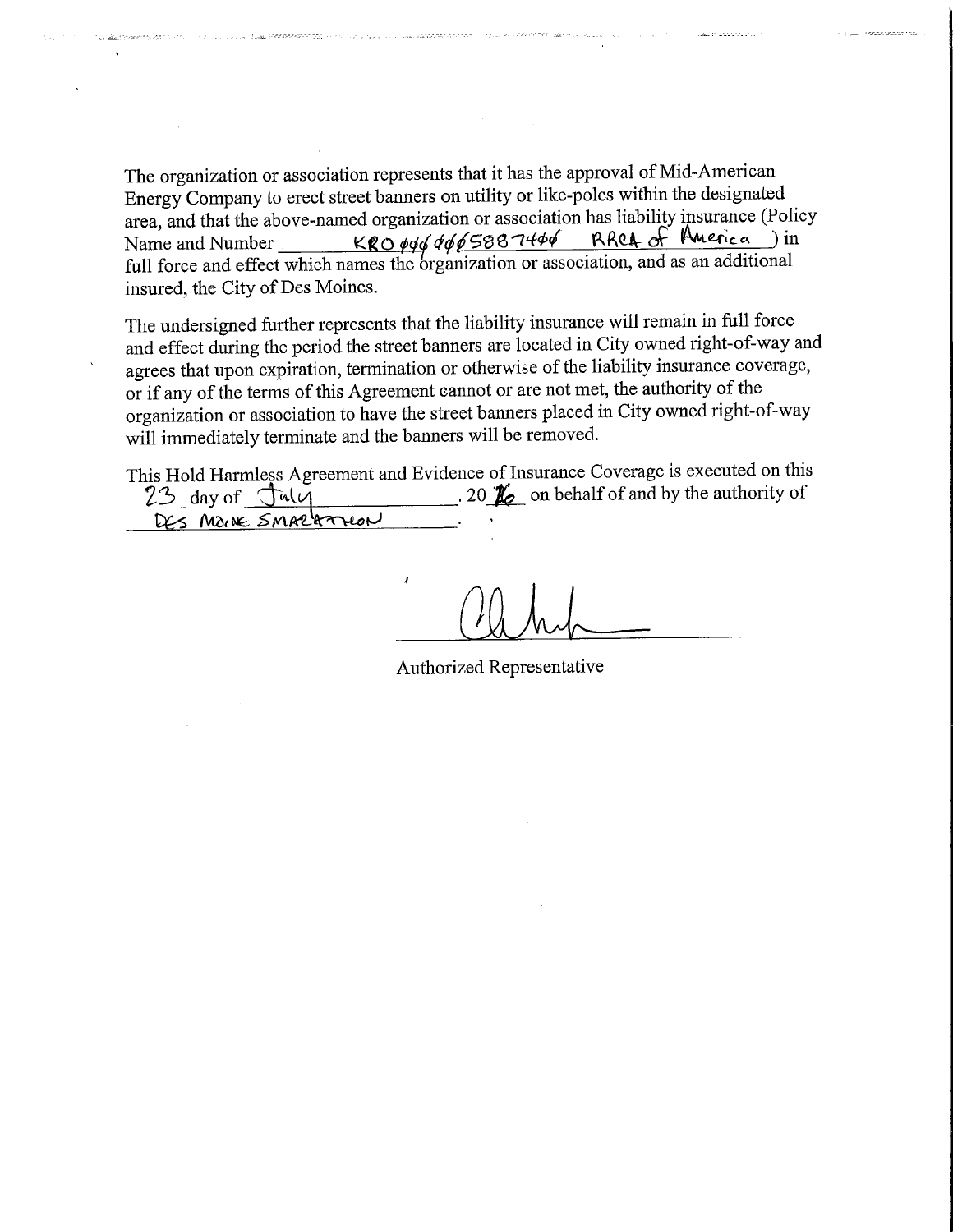The organization or association represents that it has the approval of Mid-American Energy Company to erect street banners on utility or like-poles within the designated area, and that the above-named organization or association has liability insurance (Policy Name and Number KRO ØØØ ØØØ5887400 RRCA of America ) in full force and effect which names the organization or association, and as an additional insured, the City of Des Moines.

The undersigned further represents that the liability insurance will remain in full force and effect during the period the street banners are located in City owned right-of-way and agrees that upon expiration, termination or otherwise of the liability insurance coverage, or if any of the terms of this Agreement cannot or are not met, the authority of the organization or association to have the street banners placed in City owned right-of-way will immediately terminate and the banners will be removed.

This Hold Harmless Agreement and Evidence of Insurance Coverage is executed on this 23 day of July, 20 16 on behalf of and by the authority of DES MOINE SMARATHON.

Authorized Representative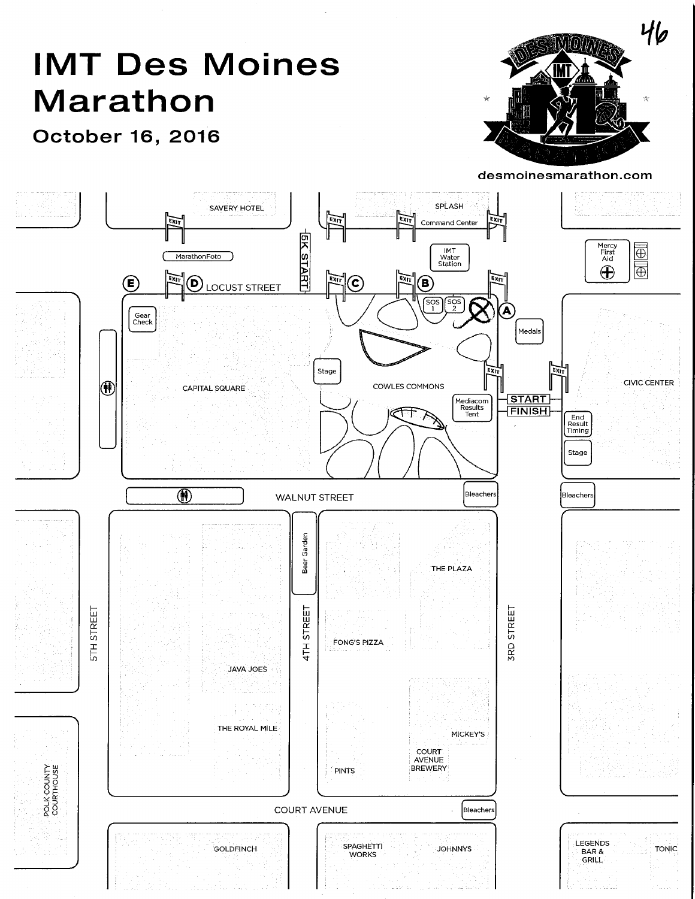# IMT Des Moines Marathon

## October 16, 2016

desmoinesmarathon.com

SAVERY HOTEL

SPLASH

Command Center

EXIT

5K START

MarathonFoto

IMT Water Station

Mercy First Aid

E

D

LOCUST STREET

C

B

A

SOS 1

SOS 2

Gear Check

Medals

Stage

CAPITAL SQUARE

COWLES COMMONS

CIVIC CENTER

Mediacom Results Tent

START

FINISH

End Result Timing

Stage

WALNUT STREET

Bleachers

Bleachers

Beer Garden

THE PLAZA

5TH STREET

4TH STREET

3RD STREET

FONG'S PIZZA

JAVA JOES

THE ROYAL MILE

MICKEY'S

COURT AVENUE BREWERY

PINTS

POLK COUNTY COURTHOUSE

COURT AVENUE

Bleachers

GOLDFINCH

SPAGHETTI WORKS

JOHNNYS

LEGENDS BAR & GRILL

TONIC